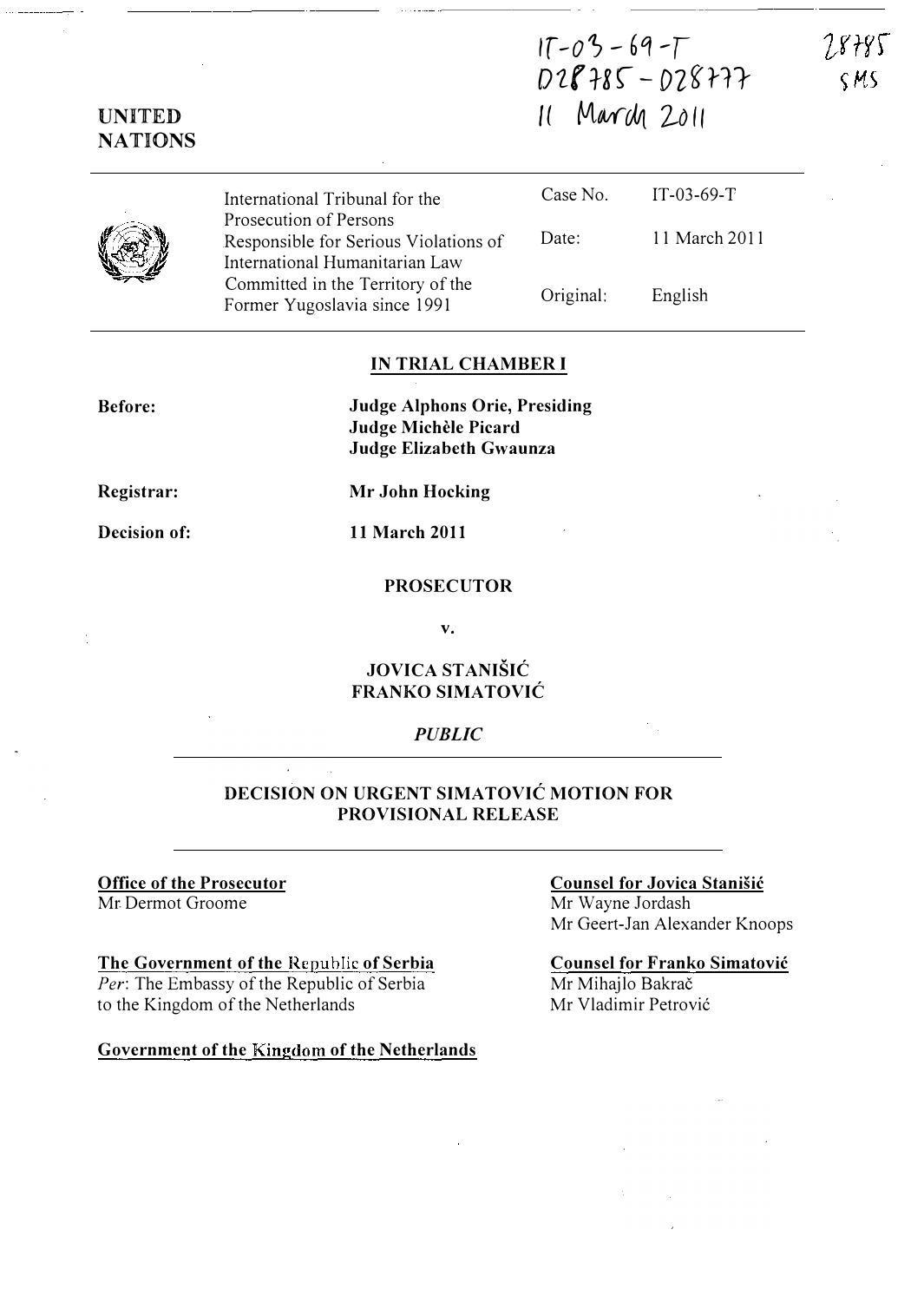IT-03-69-T
D28785 - D28777
11 March 2011

28785
SMS

**UNITED NATIONS**

| | | |
|---|---|---|
| International Tribunal for the Prosecution of Persons Responsible for Serious Violations of International Humanitarian Law Committed in the Territory of the Former Yugoslavia since 1991 | Case No. | IT-03-69-T |
| | Date: | 11 March 2011 |
| | Original: | English |

**IN TRIAL CHAMBER I**

**Before:** **Judge Alphons Orie, Presiding**
**Judge Michèle Picard**
**Judge Elizabeth Gwaunza**

**Registrar:** **Mr John Hocking**

**Decision of:** **11 March 2011**

**PROSECUTOR**

**v.**

**JOVICA STANIŠIĆ**
**FRANKO SIMATOVIĆ**

*PUBLIC*

**DECISION ON URGENT SIMATOVIĆ MOTION FOR PROVISIONAL RELEASE**

**Office of the Prosecutor**
Mr Dermot Groome

**The Government of the Republic of Serbia**
*Per*: The Embassy of the Republic of Serbia to the Kingdom of the Netherlands

**Government of the Kingdom of the Netherlands**

**Counsel for Jovica Stanišić**
Mr Wayne Jordash
Mr Geert-Jan Alexander Knoops

**Counsel for Franko Simatović**
Mr Mihajlo Bakrač
Mr Vladimir Petrović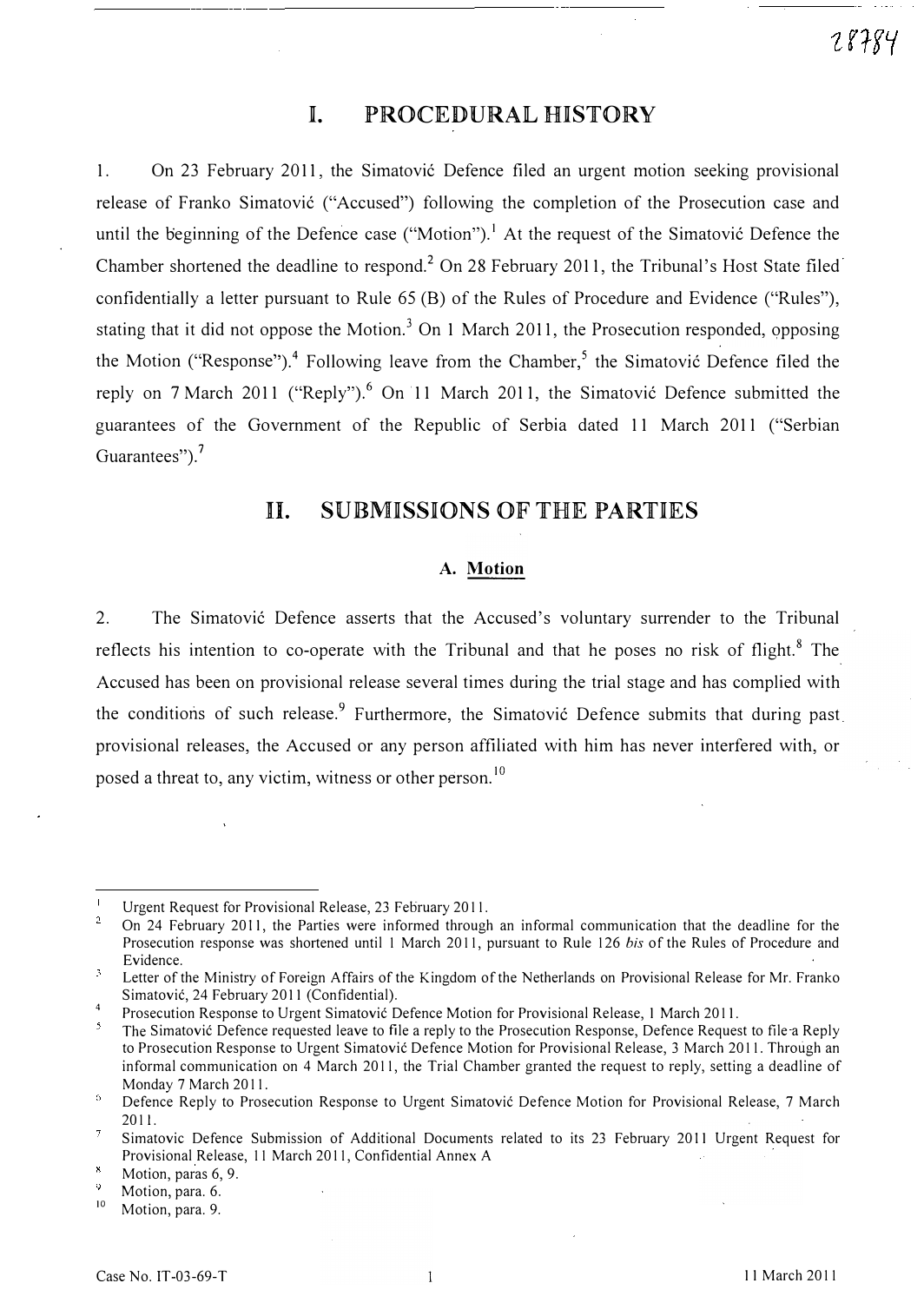# I. PROCEDURAL HISTORY

1. On 23 February 2011, the Simatović Defence filed an urgent motion seeking provisional release of Franko Simatović ("Accused") following the completion of the Prosecution case and until the beginning of the Defence case ("Motion").[1] At the request of the Simatović Defence the Chamber shortened the deadline to respond.[2] On 28 February 2011, the Tribunal's Host State filed confidentially a letter pursuant to Rule 65 (B) of the Rules of Procedure and Evidence ("Rules"), stating that it did not oppose the Motion.[3] On 1 March 2011, the Prosecution responded, opposing the Motion ("Response").[4] Following leave from the Chamber,[5] the Simatović Defence filed the reply on 7 March 2011 ("Reply").[6] On 11 March 2011, the Simatović Defence submitted the guarantees of the Government of the Republic of Serbia dated 11 March 2011 ("Serbian Guarantees").[7]

# II. SUBMISSIONS OF THE PARTIES

### A. Motion

2. The Simatović Defence asserts that the Accused's voluntary surrender to the Tribunal reflects his intention to co-operate with the Tribunal and that he poses no risk of flight.[8] The Accused has been on provisional release several times during the trial stage and has complied with the conditions of such release.[9] Furthermore, the Simatović Defence submits that during past provisional releases, the Accused or any person affiliated with him has never interfered with, or posed a threat to, any victim, witness or other person.[10]

---

[1] Urgent Request for Provisional Release, 23 February 2011.

[2] On 24 February 2011, the Parties were informed through an informal communication that the deadline for the Prosecution response was shortened until 1 March 2011, pursuant to Rule 126 *bis* of the Rules of Procedure and Evidence.

[3] Letter of the Ministry of Foreign Affairs of the Kingdom of the Netherlands on Provisional Release for Mr. Franko Simatović, 24 February 2011 (Confidential).

[4] Prosecution Response to Urgent Simatović Defence Motion for Provisional Release, 1 March 2011.

[5] The Simatović Defence requested leave to file a reply to the Prosecution Response, Defence Request to file a Reply to Prosecution Response to Urgent Simatović Defence Motion for Provisional Release, 3 March 2011. Through an informal communication on 4 March 2011, the Trial Chamber granted the request to reply, setting a deadline of Monday 7 March 2011.

[6] Defence Reply to Prosecution Response to Urgent Simatović Defence Motion for Provisional Release, 7 March 2011.

[7] Simatovic Defence Submission of Additional Documents related to its 23 February 2011 Urgent Request for Provisional Release, 11 March 2011, Confidential Annex A

[8] Motion, paras 6, 9.

[9] Motion, para. 6.

[10] Motion, para. 9.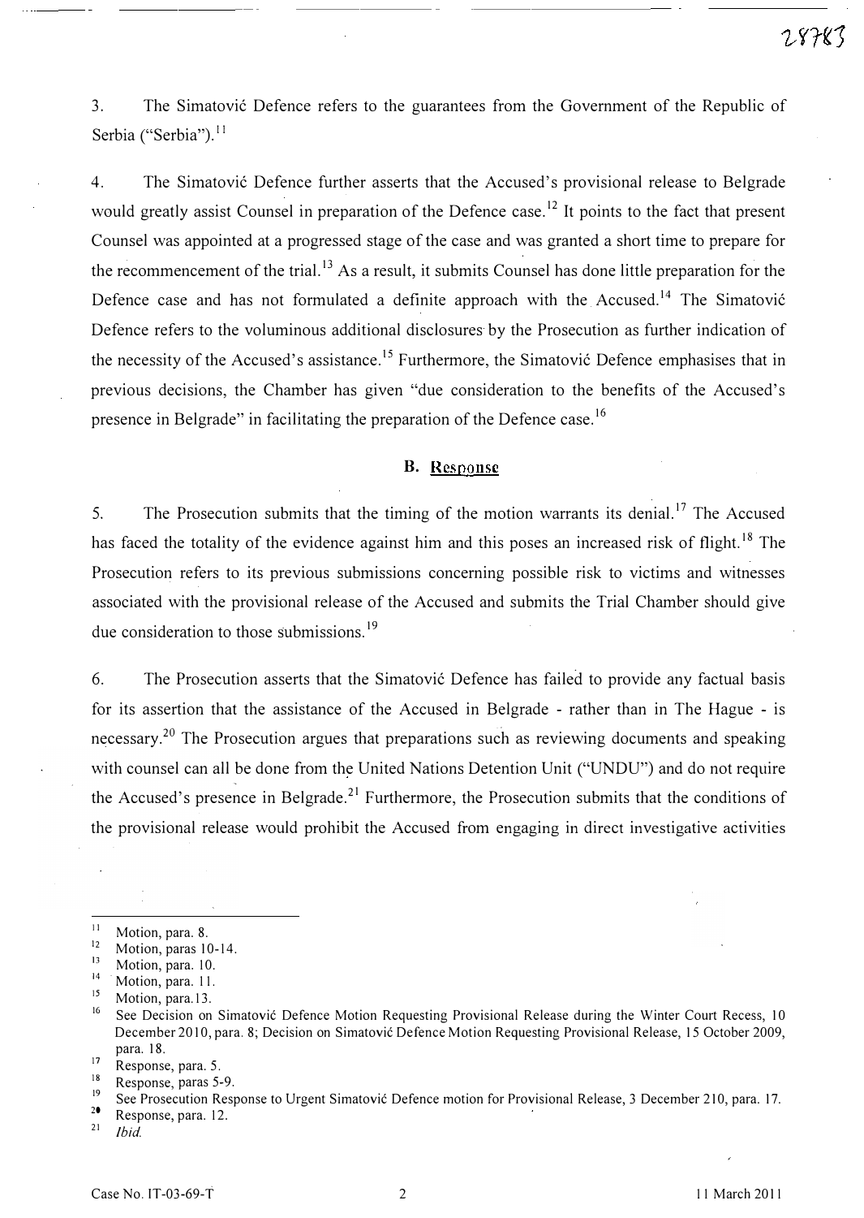3. The Simatović Defence refers to the guarantees from the Government of the Republic of Serbia ("Serbia").[11]

4. The Simatović Defence further asserts that the Accused's provisional release to Belgrade would greatly assist Counsel in preparation of the Defence case.[12] It points to the fact that present Counsel was appointed at a progressed stage of the case and was granted a short time to prepare for the recommencement of the trial.[13] As a result, it submits Counsel has done little preparation for the Defence case and has not formulated a definite approach with the Accused.[14] The Simatović Defence refers to the voluminous additional disclosures by the Prosecution as further indication of the necessity of the Accused's assistance.[15] Furthermore, the Simatović Defence emphasises that in previous decisions, the Chamber has given "due consideration to the benefits of the Accused's presence in Belgrade" in facilitating the preparation of the Defence case.[16]

### B. Response

5. The Prosecution submits that the timing of the motion warrants its denial.[17] The Accused has faced the totality of the evidence against him and this poses an increased risk of flight.[18] The Prosecution refers to its previous submissions concerning possible risk to victims and witnesses associated with the provisional release of the Accused and submits the Trial Chamber should give due consideration to those submissions.[19]

6. The Prosecution asserts that the Simatović Defence has failed to provide any factual basis for its assertion that the assistance of the Accused in Belgrade - rather than in The Hague - is necessary.[20] The Prosecution argues that preparations such as reviewing documents and speaking with counsel can all be done from the United Nations Detention Unit ("UNDU") and do not require the Accused's presence in Belgrade.[21] Furthermore, the Prosecution submits that the conditions of the provisional release would prohibit the Accused from engaging in direct investigative activities

---

[11] Motion, para. 8.

[12] Motion, paras 10-14.

[13] Motion, para. 10.

[14] Motion, para. 11.

[15] Motion, para.13.

[16] See Decision on Simatović Defence Motion Requesting Provisional Release during the Winter Court Recess, 10 December 2010, para. 8; Decision on Simatović Defence Motion Requesting Provisional Release, 15 October 2009, para. 18.

[17] Response, para. 5.

[18] Response, paras 5-9.

[19] See Prosecution Response to Urgent Simatović Defence motion for Provisional Release, 3 December 210, para. 17.

[20] Response, para. 12.

[21] *Ibid.*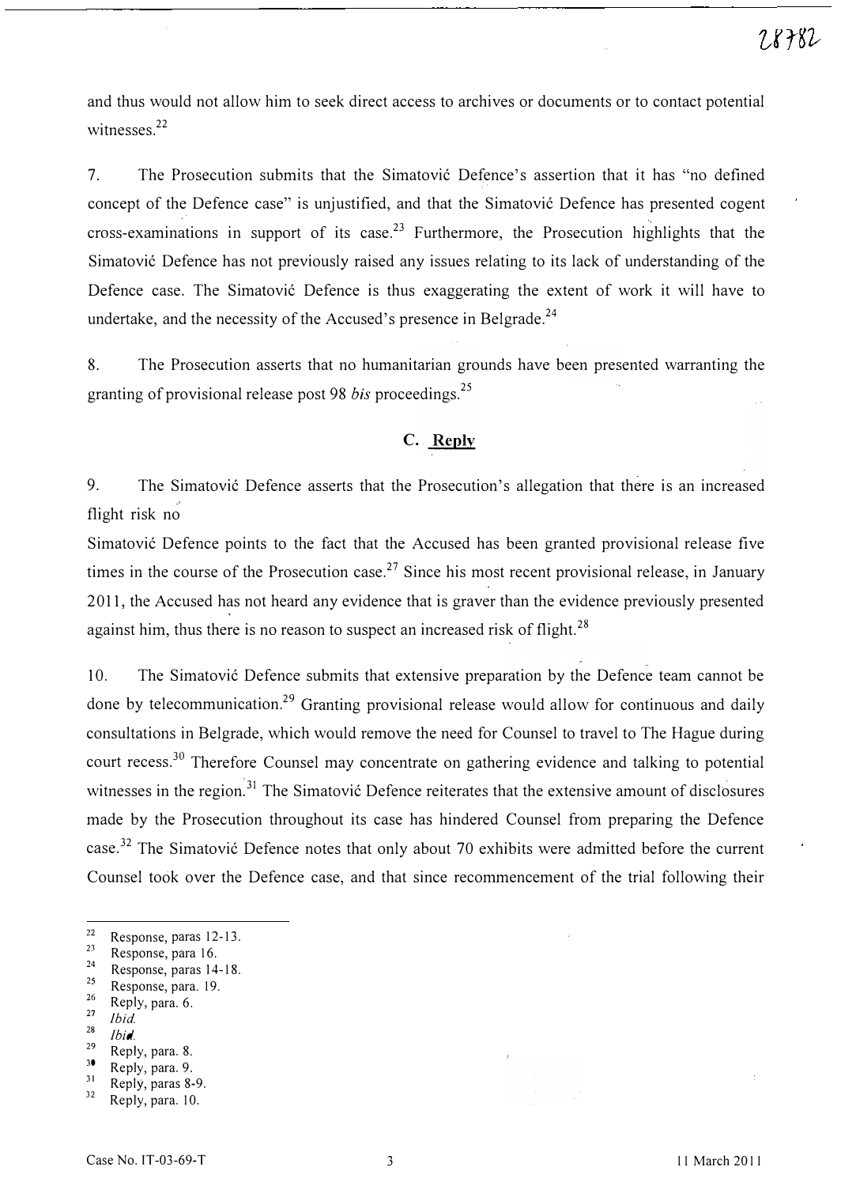and thus would not allow him to seek direct access to archives or documents or to contact potential witnesses.[22]

7. The Prosecution submits that the Simatović Defence's assertion that it has "no defined concept of the Defence case" is unjustified, and that the Simatović Defence has presented cogent cross-examinations in support of its case.[23] Furthermore, the Prosecution highlights that the Simatović Defence has not previously raised any issues relating to its lack of understanding of the Defence case. The Simatović Defence is thus exaggerating the extent of work it will have to undertake, and the necessity of the Accused's presence in Belgrade.[24]

8. The Prosecution asserts that no humanitarian grounds have been presented warranting the granting of provisional release post 98 *bis* proceedings.[25]

## C. Reply

9. The Simatović Defence asserts that the Prosecution's allegation that there is an increased flight risk no

Simatović Defence points to the fact that the Accused has been granted provisional release five times in the course of the Prosecution case.[27] Since his most recent provisional release, in January 2011, the Accused has not heard any evidence that is graver than the evidence previously presented against him, thus there is no reason to suspect an increased risk of flight.[28]

10. The Simatović Defence submits that extensive preparation by the Defence team cannot be done by telecommunication.[29] Granting provisional release would allow for continuous and daily consultations in Belgrade, which would remove the need for Counsel to travel to The Hague during court recess.[30] Therefore Counsel may concentrate on gathering evidence and talking to potential witnesses in the region.[31] The Simatović Defence reiterates that the extensive amount of disclosures made by the Prosecution throughout its case has hindered Counsel from preparing the Defence case.[32] The Simatović Defence notes that only about 70 exhibits were admitted before the current Counsel took over the Defence case, and that since recommencement of the trial following their

---

22 Response, paras 12-13.
23 Response, para 16.
24 Response, paras 14-18.
25 Response, para. 19.
26 Reply, para. 6.
27 *Ibid.*
28 *Ibid.*
29 Reply, para. 8.
30 Reply, para. 9.
31 Reply, paras 8-9.
32 Reply, para. 10.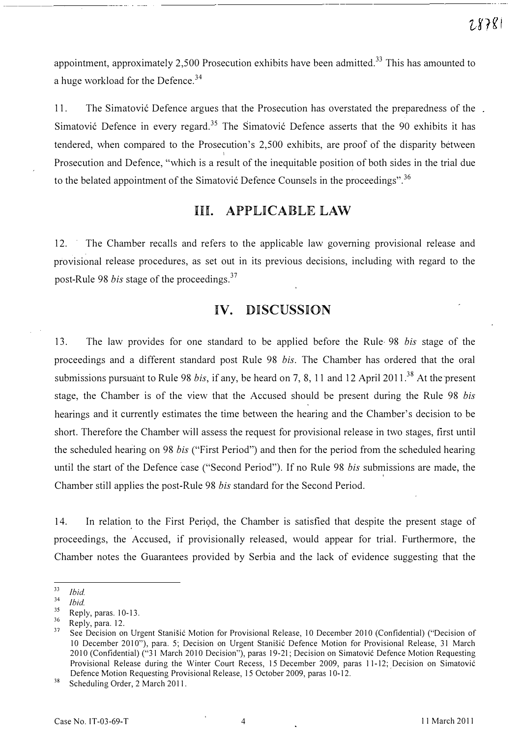appointment, approximately 2,500 Prosecution exhibits have been admitted.[33] This has amounted to a huge workload for the Defence.[34]

11. The Simatović Defence argues that the Prosecution has overstated the preparedness of the Simatović Defence in every regard.[35] The Simatović Defence asserts that the 90 exhibits it has tendered, when compared to the Prosecution's 2,500 exhibits, are proof of the disparity between Prosecution and Defence, "which is a result of the inequitable position of both sides in the trial due to the belated appointment of the Simatović Defence Counsels in the proceedings".[36]

## III. APPLICABLE LAW

12. The Chamber recalls and refers to the applicable law governing provisional release and provisional release procedures, as set out in its previous decisions, including with regard to the post-Rule 98 *bis* stage of the proceedings.[37]

## IV. DISCUSSION

13. The law provides for one standard to be applied before the Rule 98 *bis* stage of the proceedings and a different standard post Rule 98 *bis*. The Chamber has ordered that the oral submissions pursuant to Rule 98 *bis*, if any, be heard on 7, 8, 11 and 12 April 2011.[38] At the present stage, the Chamber is of the view that the Accused should be present during the Rule 98 *bis* hearings and it currently estimates the time between the hearing and the Chamber's decision to be short. Therefore the Chamber will assess the request for provisional release in two stages, first until the scheduled hearing on 98 *bis* ("First Period") and then for the period from the scheduled hearing until the start of the Defence case ("Second Period"). If no Rule 98 *bis* submissions are made, the Chamber still applies the post-Rule 98 *bis* standard for the Second Period.

14. In relation to the First Period, the Chamber is satisfied that despite the present stage of proceedings, the Accused, if provisionally released, would appear for trial. Furthermore, the Chamber notes the Guarantees provided by Serbia and the lack of evidence suggesting that the

---

[33] *Ibid.*

[34] *Ibid.*

[35] Reply, paras. 10-13.

[36] Reply, para. 12.

[37] See Decision on Urgent Stanišić Motion for Provisional Release, 10 December 2010 (Confidential) ("Decision of 10 December 2010"), para. 5; Decision on Urgent Stanišić Defence Motion for Provisional Release, 31 March 2010 (Confidential) ("31 March 2010 Decision"), paras 19-21; Decision on Simatović Defence Motion Requesting Provisional Release during the Winter Court Recess, 15 December 2009, paras 11-12; Decision on Simatović Defence Motion Requesting Provisional Release, 15 October 2009, paras 10-12.

[38] Scheduling Order, 2 March 2011.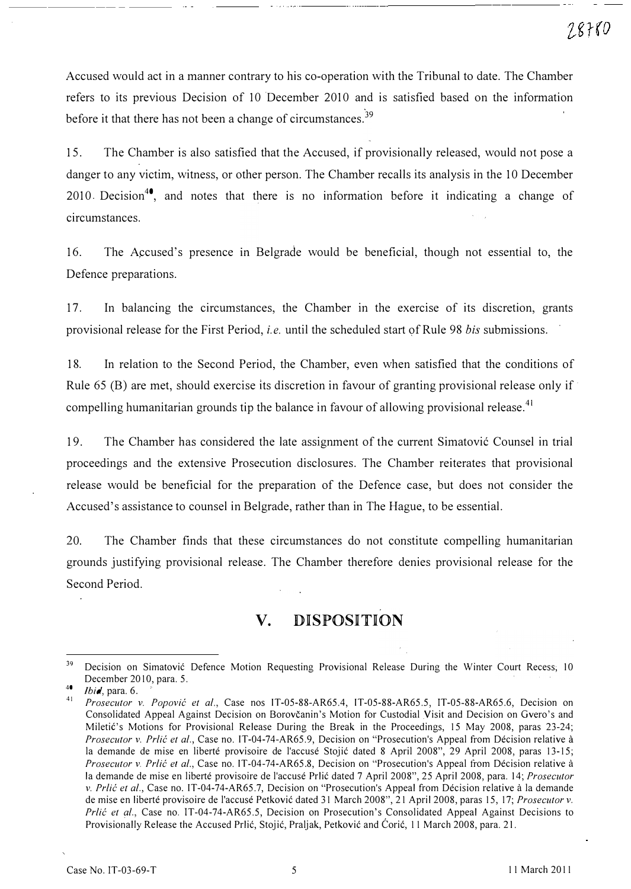Accused would act in a manner contrary to his co-operation with the Tribunal to date. The Chamber refers to its previous Decision of 10 December 2010 and is satisfied based on the information before it that there has not been a change of circumstances.[39]

15. The Chamber is also satisfied that the Accused, if provisionally released, would not pose a danger to any victim, witness, or other person. The Chamber recalls its analysis in the 10 December 2010 Decision[40], and notes that there is no information before it indicating a change of circumstances.

16. The Accused's presence in Belgrade would be beneficial, though not essential to, the Defence preparations.

17. In balancing the circumstances, the Chamber in the exercise of its discretion, grants provisional release for the First Period, *i.e.* until the scheduled start of Rule 98 *bis* submissions.

18. In relation to the Second Period, the Chamber, even when satisfied that the conditions of Rule 65 (B) are met, should exercise its discretion in favour of granting provisional release only if compelling humanitarian grounds tip the balance in favour of allowing provisional release.[41]

19. The Chamber has considered the late assignment of the current Simatović Counsel in trial proceedings and the extensive Prosecution disclosures. The Chamber reiterates that provisional release would be beneficial for the preparation of the Defence case, but does not consider the Accused's assistance to counsel in Belgrade, rather than in The Hague, to be essential.

20. The Chamber finds that these circumstances do not constitute compelling humanitarian grounds justifying provisional release. The Chamber therefore denies provisional release for the Second Period.

## V. DISPOSITION

---

[39] Decision on Simatović Defence Motion Requesting Provisional Release During the Winter Court Recess, 10 December 2010, para. 5.

[40] *Ibid*, para. 6.

[41] *Prosecutor v. Popović et al.*, Case nos IT-05-88-AR65.4, IT-05-88-AR65.5, IT-05-88-AR65.6, Decision on Consolidated Appeal Against Decision on Borovčanin's Motion for Custodial Visit and Decision on Gvero's and Miletić's Motions for Provisional Release During the Break in the Proceedings, 15 May 2008, paras 23-24; *Prosecutor v. Prlić et al.*, Case no. IT-04-74-AR65.9, Decision on "Prosecution's Appeal from Décision relative à la demande de mise en liberté provisoire de l'accusé Stojić dated 8 April 2008", 29 April 2008, paras 13-15; *Prosecutor v. Prlić et al.*, Case no. IT-04-74-AR65.8, Decision on "Prosecution's Appeal from Décision relative à la demande de mise en liberté provisoire de l'accusé Prlić dated 7 April 2008", 25 April 2008, para. 14; *Prosecutor v. Prlić et al.*, Case no. IT-04-74-AR65.7, Decision on "Prosecution's Appeal from Décision relative à la demande de mise en liberté provisoire de l'accusé Petković dated 31 March 2008", 21 April 2008, paras 15, 17; *Prosecutor v. Prlić et al.*, Case no. IT-04-74-AR65.5, Decision on Prosecution's Consolidated Appeal Against Decisions to Provisionally Release the Accused Prlić, Stojić, Praljak, Petković and Ćorić, 11 March 2008, para. 21.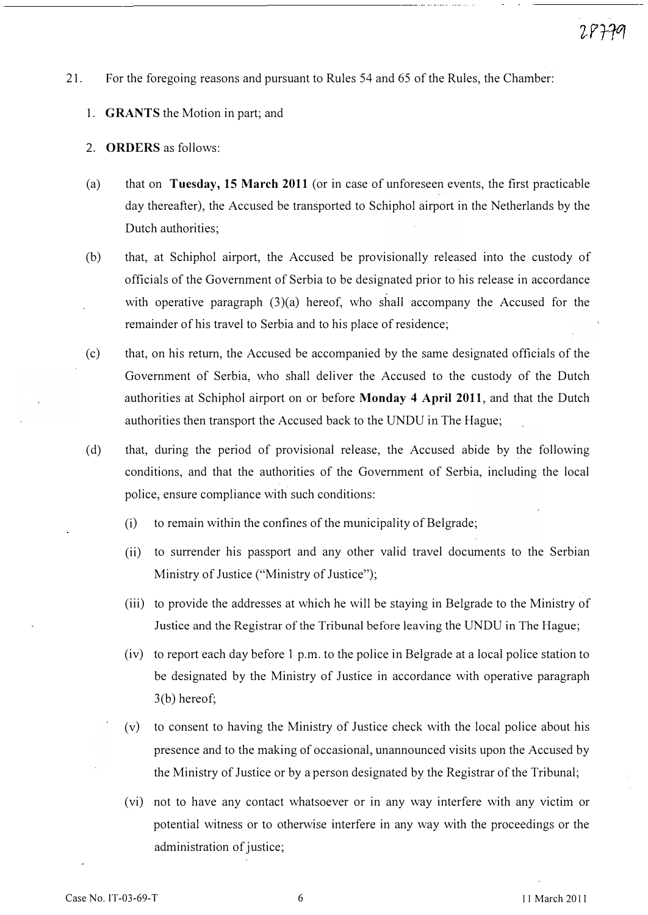21. For the foregoing reasons and pursuant to Rules 54 and 65 of the Rules, the Chamber:

1. **GRANTS** the Motion in part; and

2. **ORDERS** as follows:

(a) that on **Tuesday, 15 March 2011** (or in case of unforeseen events, the first practicable day thereafter), the Accused be transported to Schiphol airport in the Netherlands by the Dutch authorities;

(b) that, at Schiphol airport, the Accused be provisionally released into the custody of officials of the Government of Serbia to be designated prior to his release in accordance with operative paragraph (3)(a) hereof, who shall accompany the Accused for the remainder of his travel to Serbia and to his place of residence;

(c) that, on his return, the Accused be accompanied by the same designated officials of the Government of Serbia, who shall deliver the Accused to the custody of the Dutch authorities at Schiphol airport on or before **Monday 4 April 2011**, and that the Dutch authorities then transport the Accused back to the UNDU in The Hague;

(d) that, during the period of provisional release, the Accused abide by the following conditions, and that the authorities of the Government of Serbia, including the local police, ensure compliance with such conditions:

(i) to remain within the confines of the municipality of Belgrade;

(ii) to surrender his passport and any other valid travel documents to the Serbian Ministry of Justice ("Ministry of Justice");

(iii) to provide the addresses at which he will be staying in Belgrade to the Ministry of Justice and the Registrar of the Tribunal before leaving the UNDU in The Hague;

(iv) to report each day before 1 p.m. to the police in Belgrade at a local police station to be designated by the Ministry of Justice in accordance with operative paragraph 3(b) hereof;

(v) to consent to having the Ministry of Justice check with the local police about his presence and to the making of occasional, unannounced visits upon the Accused by the Ministry of Justice or by a person designated by the Registrar of the Tribunal;

(vi) not to have any contact whatsoever or in any way interfere with any victim or potential witness or to otherwise interfere in any way with the proceedings or the administration of justice;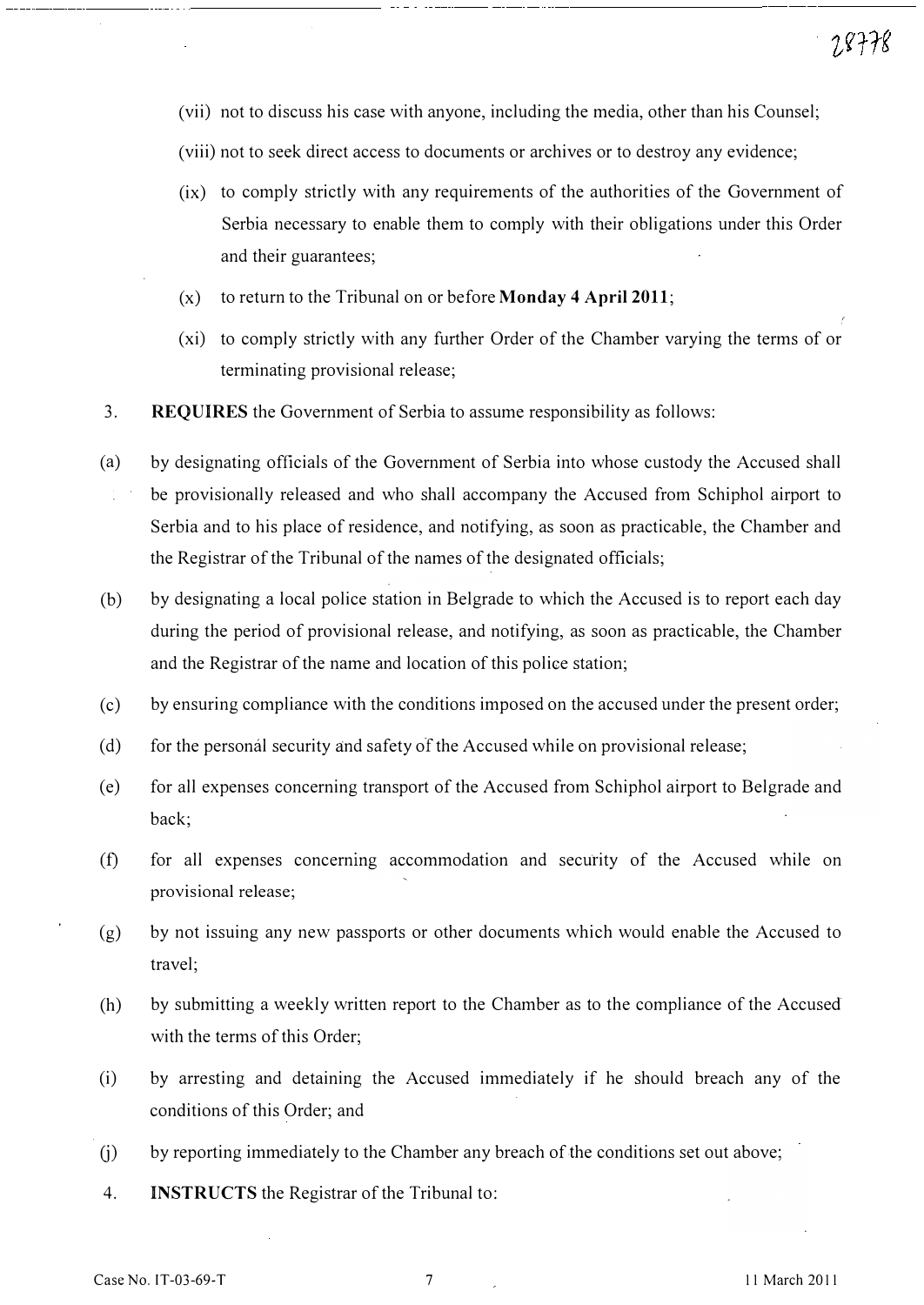(vii) not to discuss his case with anyone, including the media, other than his Counsel;

(viii) not to seek direct access to documents or archives or to destroy any evidence;

(ix) to comply strictly with any requirements of the authorities of the Government of Serbia necessary to enable them to comply with their obligations under this Order and their guarantees;

(x) to return to the Tribunal on or before **Monday 4 April 2011**;

(xi) to comply strictly with any further Order of the Chamber varying the terms of or terminating provisional release;

3. **REQUIRES** the Government of Serbia to assume responsibility as follows:

(a) by designating officials of the Government of Serbia into whose custody the Accused shall be provisionally released and who shall accompany the Accused from Schiphol airport to Serbia and to his place of residence, and notifying, as soon as practicable, the Chamber and the Registrar of the Tribunal of the names of the designated officials;

(b) by designating a local police station in Belgrade to which the Accused is to report each day during the period of provisional release, and notifying, as soon as practicable, the Chamber and the Registrar of the name and location of this police station;

(c) by ensuring compliance with the conditions imposed on the accused under the present order;

(d) for the personal security and safety of the Accused while on provisional release;

(e) for all expenses concerning transport of the Accused from Schiphol airport to Belgrade and back;

(f) for all expenses concerning accommodation and security of the Accused while on provisional release;

(g) by not issuing any new passports or other documents which would enable the Accused to travel;

(h) by submitting a weekly written report to the Chamber as to the compliance of the Accused with the terms of this Order;

(i) by arresting and detaining the Accused immediately if he should breach any of the conditions of this Order; and

(j) by reporting immediately to the Chamber any breach of the conditions set out above;

4. **INSTRUCTS** the Registrar of the Tribunal to: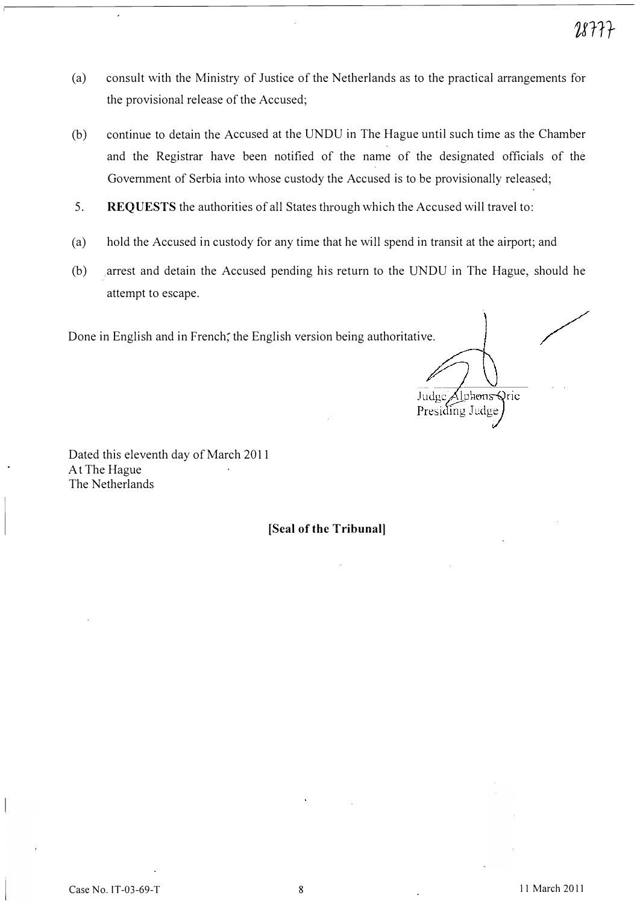(a) consult with the Ministry of Justice of the Netherlands as to the practical arrangements for the provisional release of the Accused;

(b) continue to detain the Accused at the UNDU in The Hague until such time as the Chamber and the Registrar have been notified of the name of the designated officials of the Government of Serbia into whose custody the Accused is to be provisionally released;

5. **REQUESTS** the authorities of all States through which the Accused will travel to:

(a) hold the Accused in custody for any time that he will spend in transit at the airport; and

(b) arrest and detain the Accused pending his return to the UNDU in The Hague, should he attempt to escape.

Done in English and in French, the English version being authoritative.

Judge Alphons Orie
Presiding Judge

Dated this eleventh day of March 2011
At The Hague
The Netherlands

**[Seal of the Tribunal]**